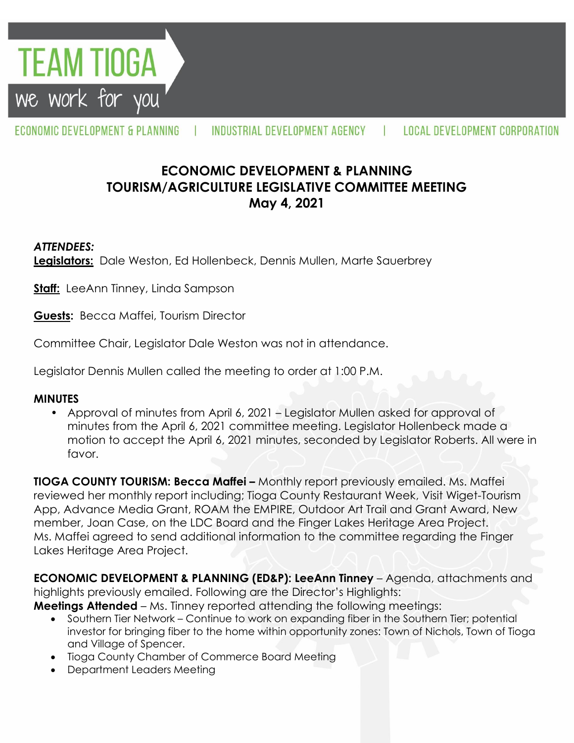TEAM TIOGA

we work for you

ECONOMIC DEVELOPMENT & PLANNING | INDUSTRIAL DEVELOPMENT AGENCY | LOCAL DEVELOPMENT CORPORATION

# ECONOMIC DEVELOPMENT & PLANNING
# TOURISM/AGRICULTURE LEGISLATIVE COMMITTEE MEETING
# May 4, 2021

***ATTENDEES:***

**Legislators:** Dale Weston, Ed Hollenbeck, Dennis Mullen, Marte Sauerbrey

**Staff:** LeeAnn Tinney, Linda Sampson

**Guests:** Becca Maffei, Tourism Director

Committee Chair, Legislator Dale Weston was not in attendance.

Legislator Dennis Mullen called the meeting to order at 1:00 P.M.

**MINUTES**

- Approval of minutes from April 6, 2021 – Legislator Mullen asked for approval of minutes from the April 6, 2021 committee meeting. Legislator Hollenbeck made a motion to accept the April 6, 2021 minutes, seconded by Legislator Roberts. All were in favor.

**TIOGA COUNTY TOURISM: Becca Maffei –** Monthly report previously emailed. Ms. Maffei reviewed her monthly report including; Tioga County Restaurant Week, Visit Wiget-Tourism App, Advance Media Grant, ROAM the EMPIRE, Outdoor Art Trail and Grant Award, New member, Joan Case, on the LDC Board and the Finger Lakes Heritage Area Project. Ms. Maffei agreed to send additional information to the committee regarding the Finger Lakes Heritage Area Project.

**ECONOMIC DEVELOPMENT & PLANNING (ED&P): LeeAnn Tinney** – Agenda, attachments and highlights previously emailed. Following are the Director's Highlights:

**Meetings Attended** – Ms. Tinney reported attending the following meetings:

- Southern Tier Network – Continue to work on expanding fiber in the Southern Tier; potential investor for bringing fiber to the home within opportunity zones: Town of Nichols, Town of Tioga and Village of Spencer.
- Tioga County Chamber of Commerce Board Meeting
- Department Leaders Meeting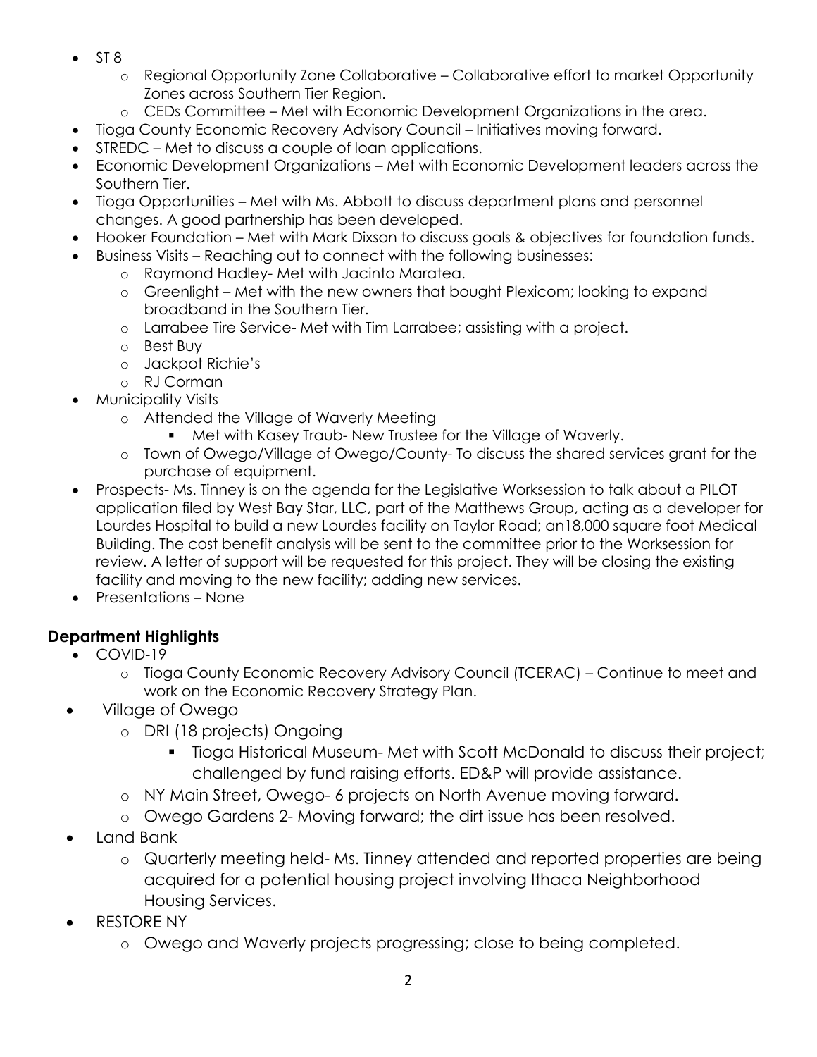- ST 8
  - Regional Opportunity Zone Collaborative – Collaborative effort to market Opportunity Zones across Southern Tier Region.
  - CEDs Committee – Met with Economic Development Organizations in the area.
- Tioga County Economic Recovery Advisory Council – Initiatives moving forward.
- STREDC – Met to discuss a couple of loan applications.
- Economic Development Organizations – Met with Economic Development leaders across the Southern Tier.
- Tioga Opportunities – Met with Ms. Abbott to discuss department plans and personnel changes. A good partnership has been developed.
- Hooker Foundation – Met with Mark Dixson to discuss goals & objectives for foundation funds.
- Business Visits – Reaching out to connect with the following businesses:
  - Raymond Hadley- Met with Jacinto Maratea.
  - Greenlight – Met with the new owners that bought Plexicom; looking to expand broadband in the Southern Tier.
  - Larrabee Tire Service- Met with Tim Larrabee; assisting with a project.
  - Best Buy
  - Jackpot Richie's
  - RJ Corman
- Municipality Visits
  - Attended the Village of Waverly Meeting
    - Met with Kasey Traub- New Trustee for the Village of Waverly.
  - Town of Owego/Village of Owego/County- To discuss the shared services grant for the purchase of equipment.
- Prospects- Ms. Tinney is on the agenda for the Legislative Worksession to talk about a PILOT application filed by West Bay Star, LLC, part of the Matthews Group, acting as a developer for Lourdes Hospital to build a new Lourdes facility on Taylor Road; an18,000 square foot Medical Building. The cost benefit analysis will be sent to the committee prior to the Worksession for review. A letter of support will be requested for this project. They will be closing the existing facility and moving to the new facility; adding new services.
- Presentations – None

## Department Highlights

- COVID-19
  - Tioga County Economic Recovery Advisory Council (TCERAC) – Continue to meet and work on the Economic Recovery Strategy Plan.
- Village of Owego
  - DRI (18 projects) Ongoing
    - Tioga Historical Museum- Met with Scott McDonald to discuss their project; challenged by fund raising efforts. ED&P will provide assistance.
  - NY Main Street, Owego- 6 projects on North Avenue moving forward.
  - Owego Gardens 2- Moving forward; the dirt issue has been resolved.
- Land Bank
  - Quarterly meeting held- Ms. Tinney attended and reported properties are being acquired for a potential housing project involving Ithaca Neighborhood Housing Services.
- RESTORE NY
  - Owego and Waverly projects progressing; close to being completed.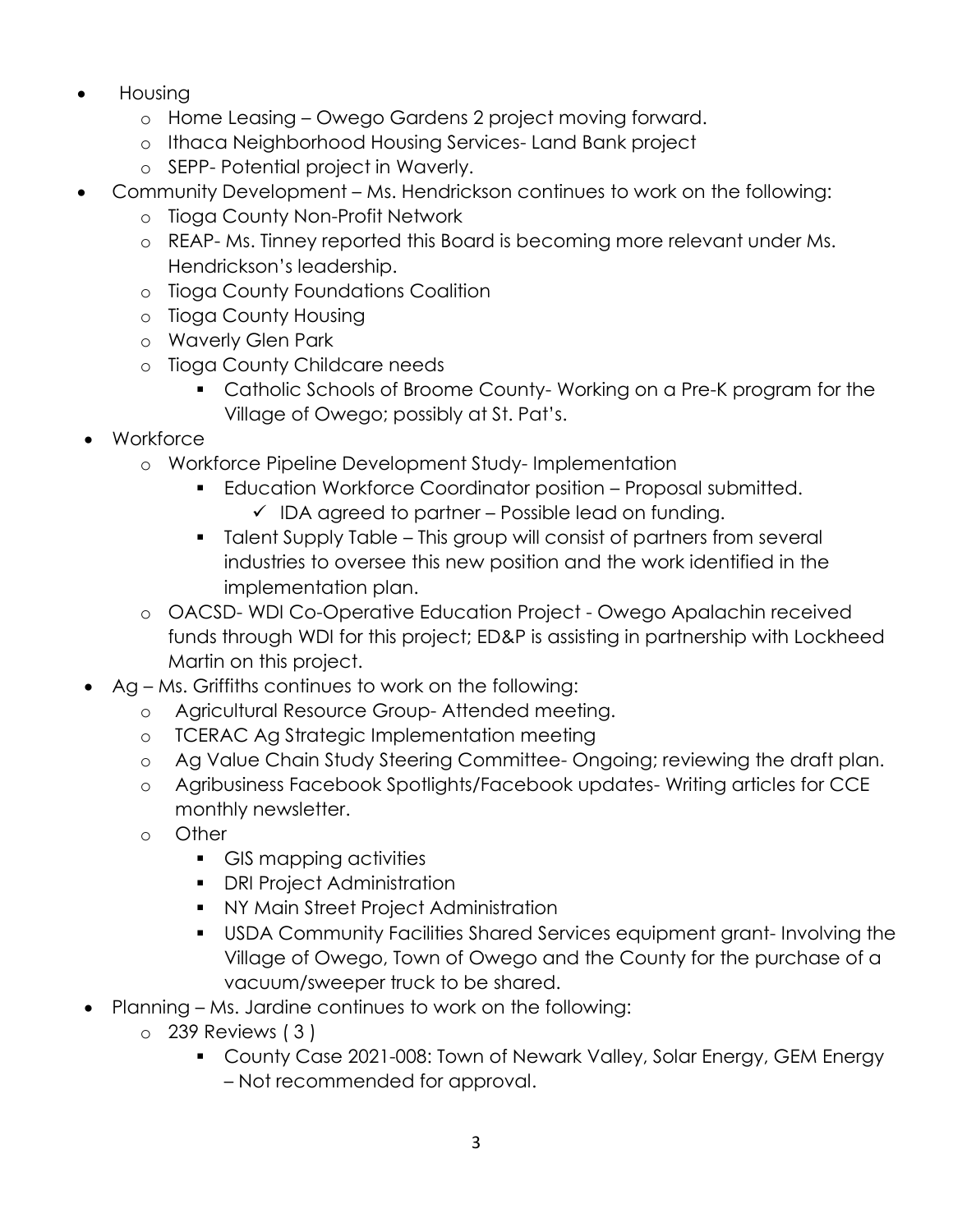- Housing
  - Home Leasing – Owego Gardens 2 project moving forward.
  - Ithaca Neighborhood Housing Services- Land Bank project
  - SEPP- Potential project in Waverly.
- Community Development – Ms. Hendrickson continues to work on the following:
  - Tioga County Non-Profit Network
  - REAP- Ms. Tinney reported this Board is becoming more relevant under Ms. Hendrickson's leadership.
  - Tioga County Foundations Coalition
  - Tioga County Housing
  - Waverly Glen Park
  - Tioga County Childcare needs
    - Catholic Schools of Broome County- Working on a Pre-K program for the Village of Owego; possibly at St. Pat's.
- Workforce
  - Workforce Pipeline Development Study- Implementation
    - Education Workforce Coordinator position – Proposal submitted.
      - ✓ IDA agreed to partner – Possible lead on funding.
    - Talent Supply Table – This group will consist of partners from several industries to oversee this new position and the work identified in the implementation plan.
  - OACSD- WDI Co-Operative Education Project - Owego Apalachin received funds through WDI for this project; ED&P is assisting in partnership with Lockheed Martin on this project.
- Ag – Ms. Griffiths continues to work on the following:
  - Agricultural Resource Group- Attended meeting.
  - TCERAC Ag Strategic Implementation meeting
  - Ag Value Chain Study Steering Committee- Ongoing; reviewing the draft plan.
  - Agribusiness Facebook Spotlights/Facebook updates- Writing articles for CCE monthly newsletter.
  - Other
    - GIS mapping activities
    - DRI Project Administration
    - NY Main Street Project Administration
    - USDA Community Facilities Shared Services equipment grant- Involving the Village of Owego, Town of Owego and the County for the purchase of a vacuum/sweeper truck to be shared.
- Planning – Ms. Jardine continues to work on the following:
  - 239 Reviews ( 3 )
    - County Case 2021-008: Town of Newark Valley, Solar Energy, GEM Energy – Not recommended for approval.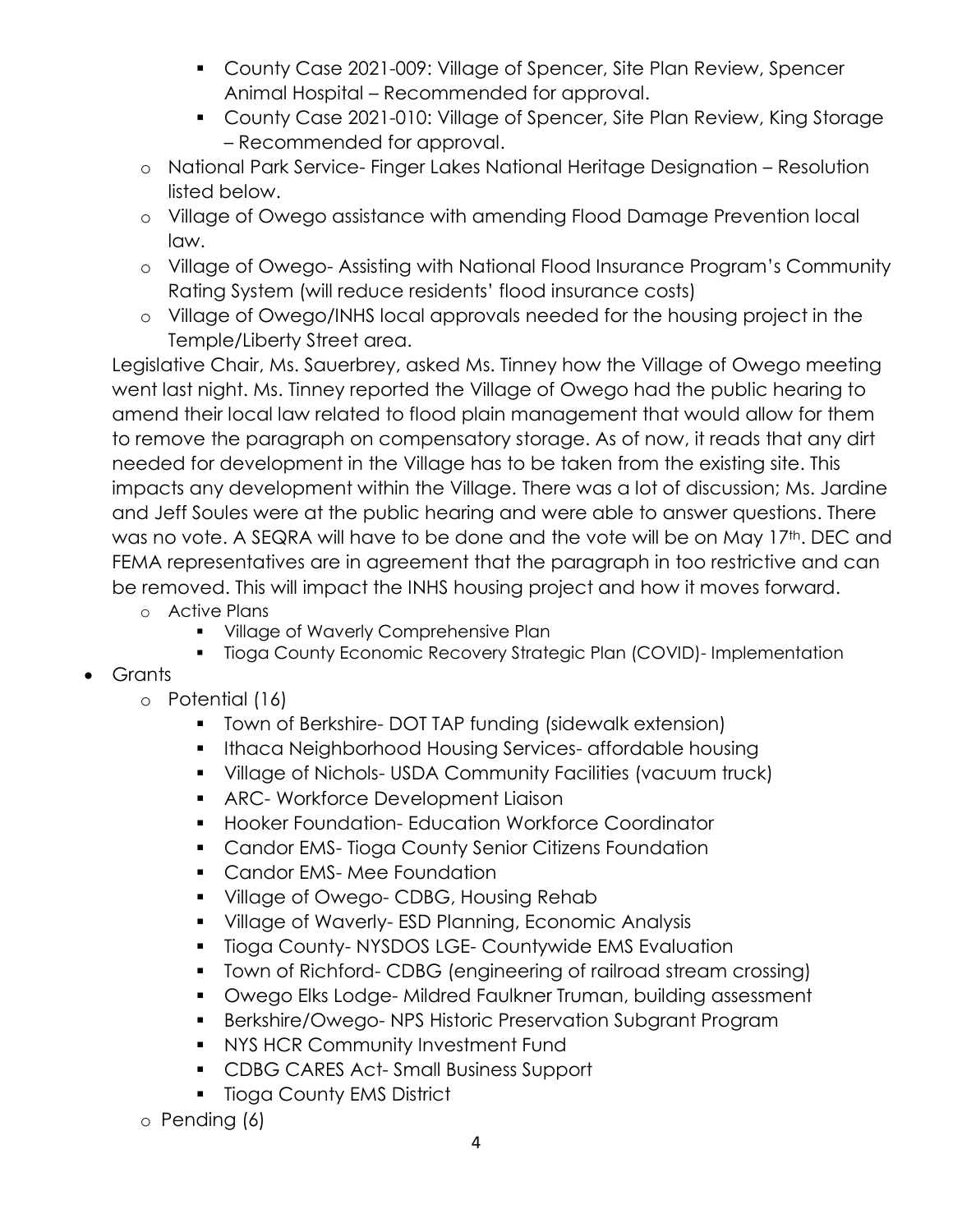- County Case 2021-009: Village of Spencer, Site Plan Review, Spencer Animal Hospital – Recommended for approval.
        - County Case 2021-010: Village of Spencer, Site Plan Review, King Storage – Recommended for approval.
    - National Park Service- Finger Lakes National Heritage Designation – Resolution listed below.
    - Village of Owego assistance with amending Flood Damage Prevention local law.
    - Village of Owego- Assisting with National Flood Insurance Program's Community Rating System (will reduce residents' flood insurance costs)
    - Village of Owego/INHS local approvals needed for the housing project in the Temple/Liberty Street area.

  Legislative Chair, Ms. Sauerbrey, asked Ms. Tinney how the Village of Owego meeting went last night. Ms. Tinney reported the Village of Owego had the public hearing to amend their local law related to flood plain management that would allow for them to remove the paragraph on compensatory storage. As of now, it reads that any dirt needed for development in the Village has to be taken from the existing site. This impacts any development within the Village. There was a lot of discussion; Ms. Jardine and Jeff Soules were at the public hearing and were able to answer questions. There was no vote. A SEQRA will have to be done and the vote will be on May 17th. DEC and FEMA representatives are in agreement that the paragraph in too restrictive and can be removed. This will impact the INHS housing project and how it moves forward.

    - Active Plans
        - Village of Waverly Comprehensive Plan
        - Tioga County Economic Recovery Strategic Plan (COVID)- Implementation
- Grants
    - Potential (16)
        - Town of Berkshire- DOT TAP funding (sidewalk extension)
        - Ithaca Neighborhood Housing Services- affordable housing
        - Village of Nichols- USDA Community Facilities (vacuum truck)
        - ARC- Workforce Development Liaison
        - Hooker Foundation- Education Workforce Coordinator
        - Candor EMS- Tioga County Senior Citizens Foundation
        - Candor EMS- Mee Foundation
        - Village of Owego- CDBG, Housing Rehab
        - Village of Waverly- ESD Planning, Economic Analysis
        - Tioga County- NYSDOS LGE- Countywide EMS Evaluation
        - Town of Richford- CDBG (engineering of railroad stream crossing)
        - Owego Elks Lodge- Mildred Faulkner Truman, building assessment
        - Berkshire/Owego- NPS Historic Preservation Subgrant Program
        - NYS HCR Community Investment Fund
        - CDBG CARES Act- Small Business Support
        - Tioga County EMS District
    - Pending (6)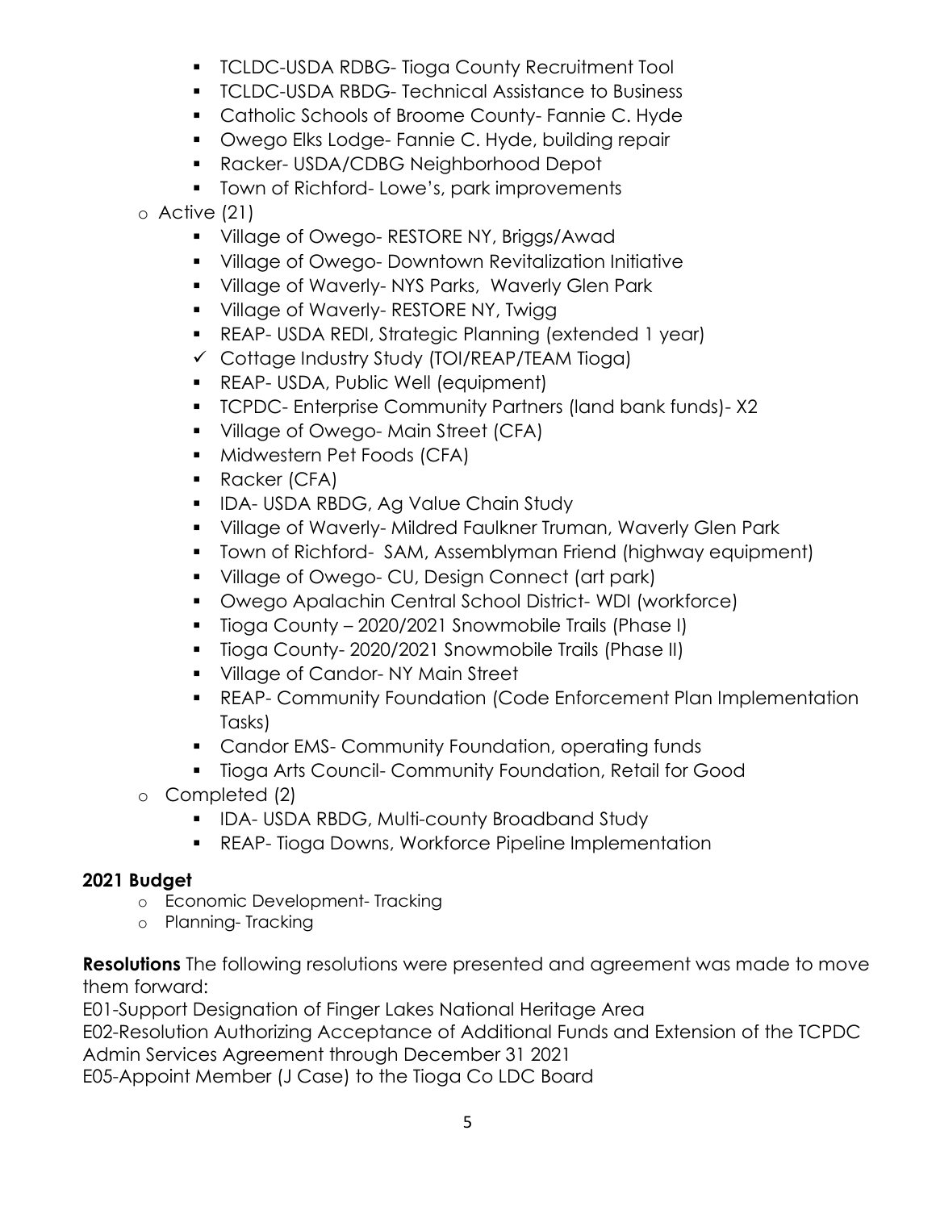- TCLDC-USDA RDBG- Tioga County Recruitment Tool
  - TCLDC-USDA RBDG- Technical Assistance to Business
  - Catholic Schools of Broome County- Fannie C. Hyde
  - Owego Elks Lodge- Fannie C. Hyde, building repair
  - Racker- USDA/CDBG Neighborhood Depot
  - Town of Richford- Lowe's, park improvements
- Active (21)
  - Village of Owego- RESTORE NY, Briggs/Awad
  - Village of Owego- Downtown Revitalization Initiative
  - Village of Waverly- NYS Parks, Waverly Glen Park
  - Village of Waverly- RESTORE NY, Twigg
  - REAP- USDA REDI, Strategic Planning (extended 1 year)
  - ✓ Cottage Industry Study (TOI/REAP/TEAM Tioga)
  - REAP- USDA, Public Well (equipment)
  - TCPDC- Enterprise Community Partners (land bank funds)- X2
  - Village of Owego- Main Street (CFA)
  - Midwestern Pet Foods (CFA)
  - Racker (CFA)
  - IDA- USDA RBDG, Ag Value Chain Study
  - Village of Waverly- Mildred Faulkner Truman, Waverly Glen Park
  - Town of Richford- SAM, Assemblyman Friend (highway equipment)
  - Village of Owego- CU, Design Connect (art park)
  - Owego Apalachin Central School District- WDI (workforce)
  - Tioga County – 2020/2021 Snowmobile Trails (Phase I)
  - Tioga County- 2020/2021 Snowmobile Trails (Phase II)
  - Village of Candor- NY Main Street
  - REAP- Community Foundation (Code Enforcement Plan Implementation Tasks)
  - Candor EMS- Community Foundation, operating funds
  - Tioga Arts Council- Community Foundation, Retail for Good
- Completed (2)
  - IDA- USDA RBDG, Multi-county Broadband Study
  - REAP- Tioga Downs, Workforce Pipeline Implementation

**2021 Budget**

- Economic Development- Tracking
- Planning- Tracking

**Resolutions** The following resolutions were presented and agreement was made to move them forward:

E01-Support Designation of Finger Lakes National Heritage Area

E02-Resolution Authorizing Acceptance of Additional Funds and Extension of the TCPDC Admin Services Agreement through December 31 2021

E05-Appoint Member (J Case) to the Tioga Co LDC Board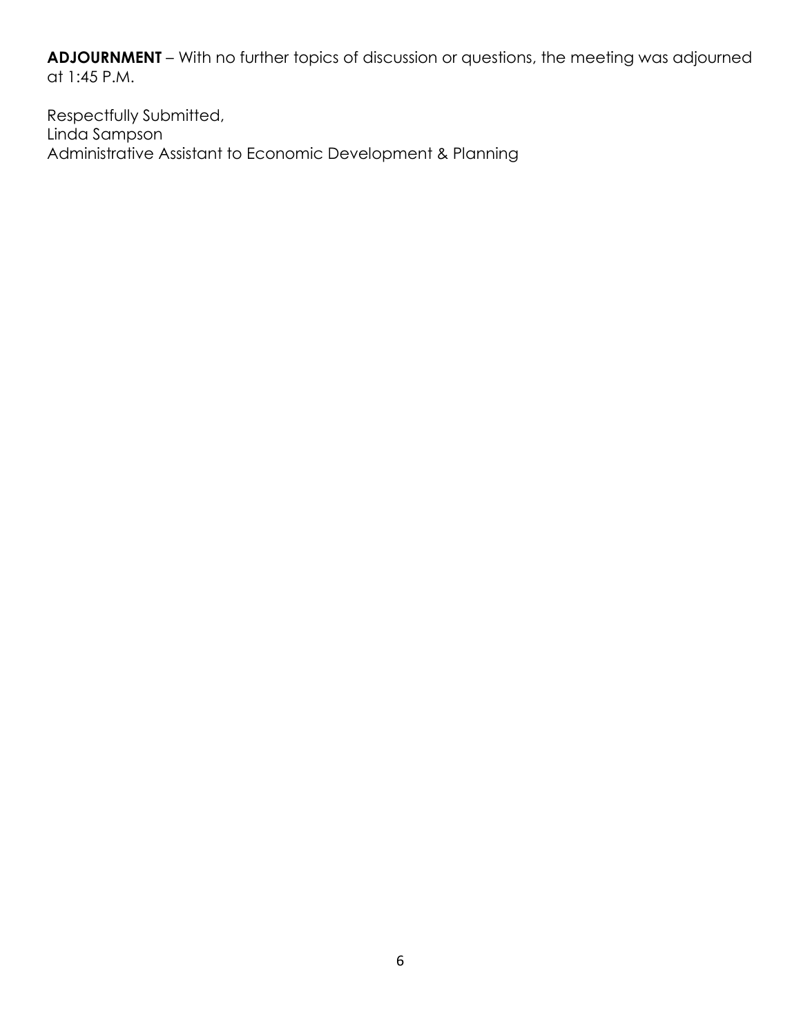**ADJOURNMENT** – With no further topics of discussion or questions, the meeting was adjourned at 1:45 P.M.

Respectfully Submitted,
Linda Sampson
Administrative Assistant to Economic Development & Planning